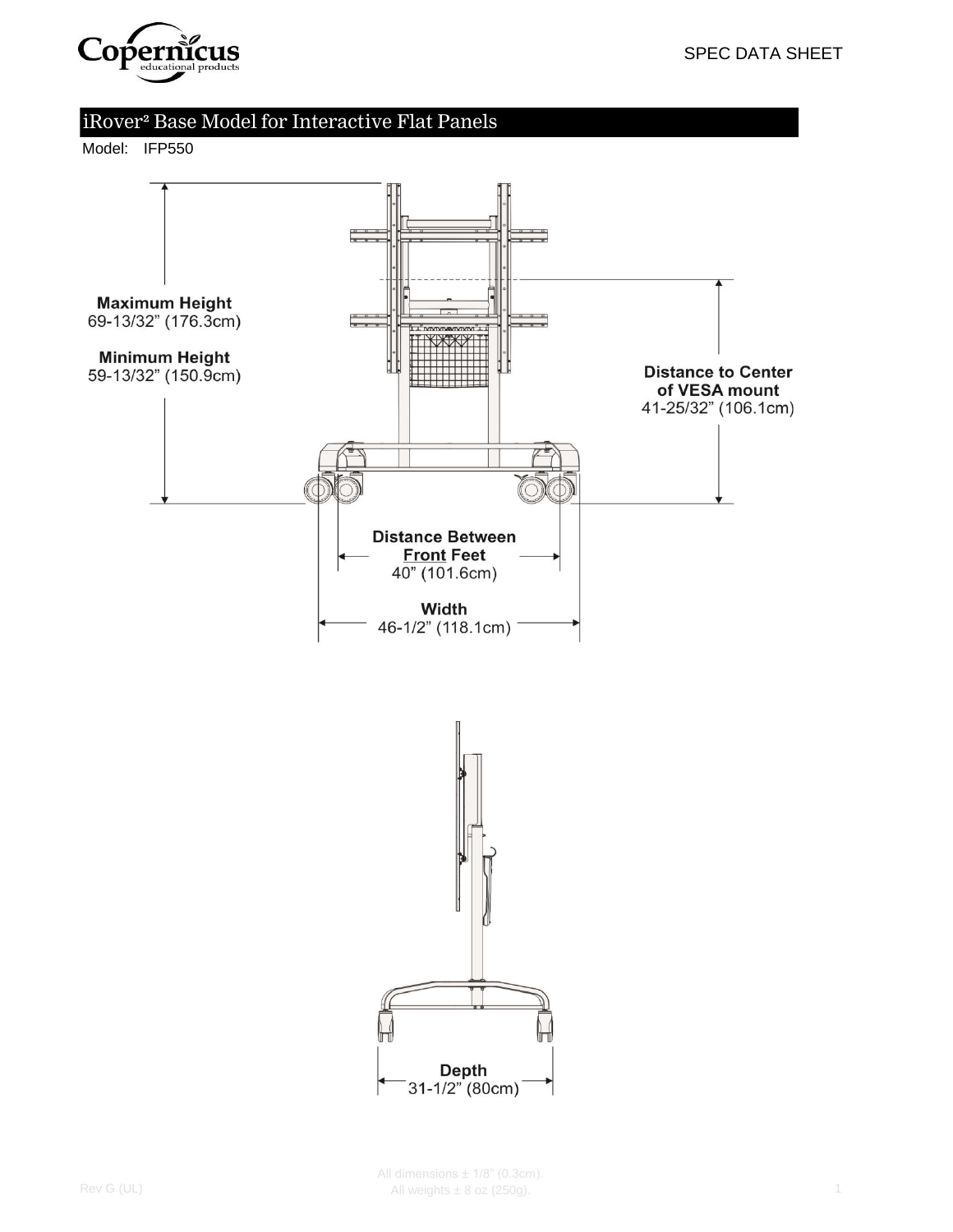SPEC DATA SHEET

# iRover² Base Model for Interactive Flat Panels

Model: IFP550

**Maximum Height**
69-13/32” (176.3cm)

**Minimum Height**
59-13/32” (150.9cm)

**Distance to Center of VESA mount**
41-25/32” (106.1cm)

**Distance Between Front Feet**
40” (101.6cm)

**Width**
46-1/2” (118.1cm)

**Depth**
31-1/2” (80cm)

All dimensions ± 1/8” (0.3cm).
All weights ± 8 oz (250g).

Rev G (UL)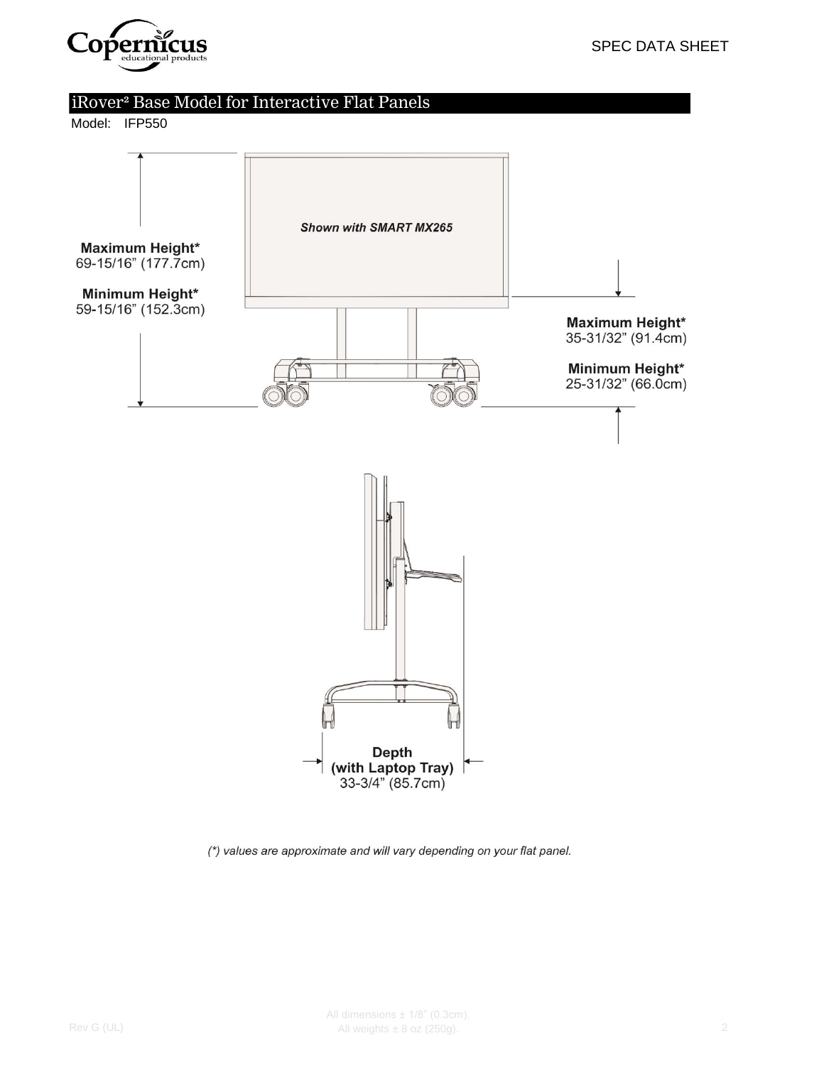## iRover² Base Model for Interactive Flat Panels

Model: IFP550

Shown with SMART MX265

**Maximum Height***
69-15/16" (177.7cm)

**Minimum Height***
59-15/16" (152.3cm)

**Maximum Height***
35-31/32" (91.4cm)

**Minimum Height***
25-31/32" (66.0cm)

**Depth**
**(with Laptop Tray)**
33-3/4" (85.7cm)

*(\*) values are approximate and will vary depending on your flat panel.*

All dimensions ± 1/8" (0.3cm).
All weights ± 8 oz (250g).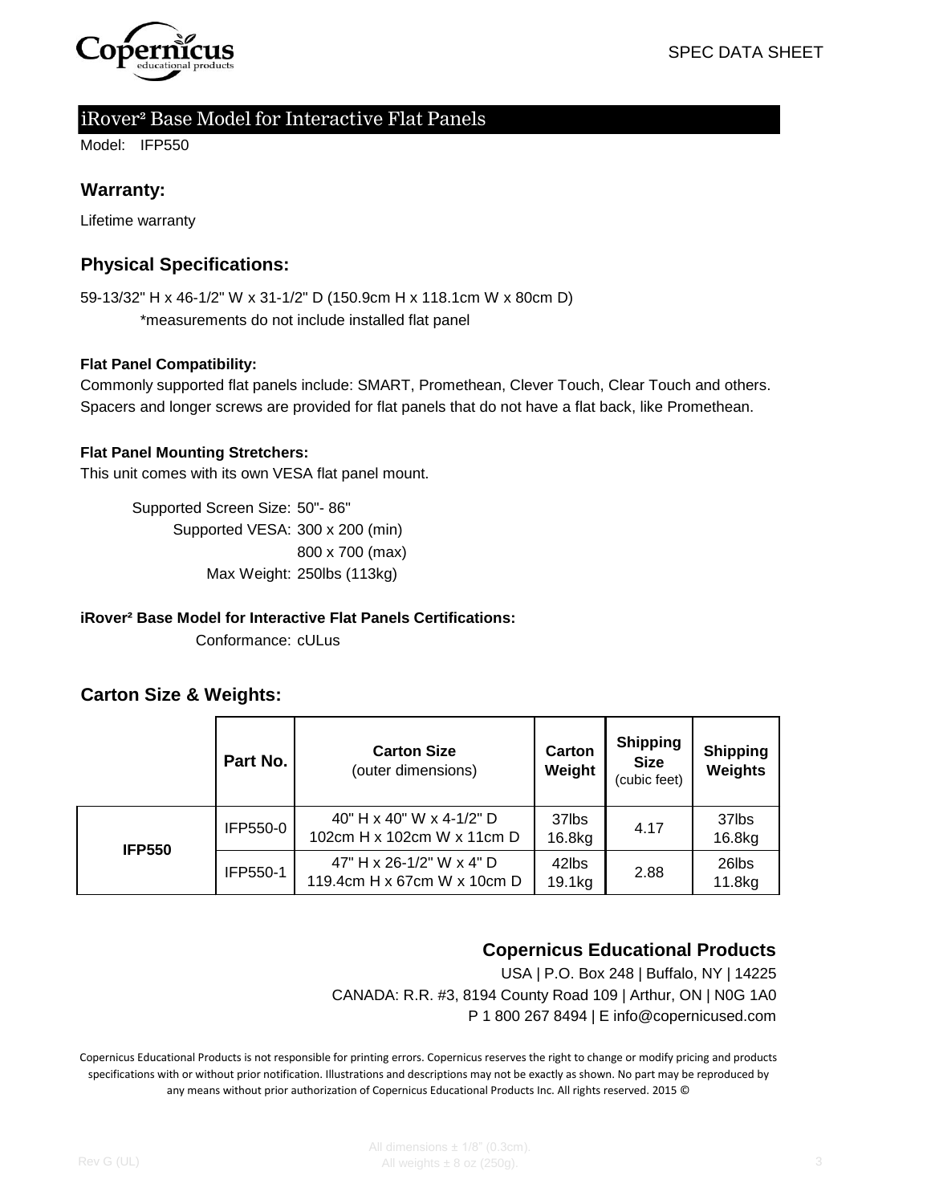# iRover² Base Model for Interactive Flat Panels

Model: IFP550

## Warranty:

Lifetime warranty

## Physical Specifications:

59-13/32" H x 46-1/2" W x 31-1/2" D (150.9cm H x 118.1cm W x 80cm D)

*measurements do not include installed flat panel

**Flat Panel Compatibility:**

Commonly supported flat panels include: SMART, Promethean, Clever Touch, Clear Touch and others. Spacers and longer screws are provided for flat panels that do not have a flat back, like Promethean.

**Flat Panel Mounting Stretchers:**

This unit comes with its own VESA flat panel mount.

Supported Screen Size: 50"- 86"

Supported VESA: 300 x 200 (min)

800 x 700 (max)

Max Weight: 250lbs (113kg)

**iRover² Base Model for Interactive Flat Panels Certifications:**

Conformance: cULus

## Carton Size & Weights:

| | Part No. | Carton Size (outer dimensions) | Carton Weight | Shipping Size (cubic feet) | Shipping Weights |
|---|---|---|---|---|---|
| **IFP550** | IFP550-0 | 40" H x 40" W x 4-1/2" D 102cm H x 102cm W x 11cm D | 37lbs 16.8kg | 4.17 | 37lbs 16.8kg |
| | IFP550-1 | 47" H x 26-1/2" W x 4" D 119.4cm H x 67cm W x 10cm D | 42lbs 19.1kg | 2.88 | 26lbs 11.8kg |

**Copernicus Educational Products**

USA | P.O. Box 248 | Buffalo, NY | 14225

CANADA: R.R. #3, 8194 County Road 109 | Arthur, ON | N0G 1A0

P 1 800 267 8494 | E info@copernicused.com

Copernicus Educational Products is not responsible for printing errors. Copernicus reserves the right to change or modify pricing and products specifications with or without prior notification. Illustrations and descriptions may not be exactly as shown. No part may be reproduced by any means without prior authorization of Copernicus Educational Products Inc. All rights reserved. 2015 ©

All dimensions ± 1/8" (0.3cm).
All weights ± 8 oz (250g).